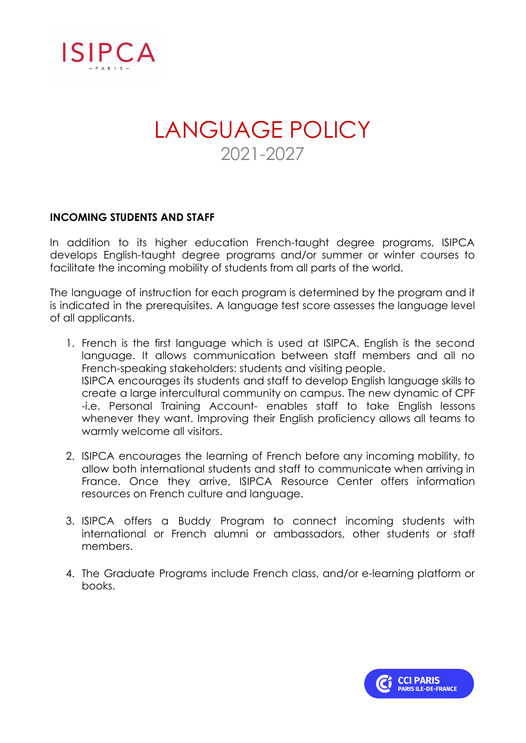ISIPCA
PARIS

# LANGUAGE POLICY

2021-2027

## INCOMING STUDENTS AND STAFF

In addition to its higher education French-taught degree programs, ISIPCA develops English-taught degree programs and/or summer or winter courses to facilitate the incoming mobility of students from all parts of the world.

The language of instruction for each program is determined by the program and it is indicated in the prerequisites. A language test score assesses the language level of all applicants.

1. French is the first language which is used at ISIPCA. English is the second language. It allows communication between staff members and all no French-speaking stakeholders: students and visiting people.
   ISIPCA encourages its students and staff to develop English language skills to create a large intercultural community on campus. The new dynamic of CPF -i.e. Personal Training Account- enables staff to take English lessons whenever they want. Improving their English proficiency allows all teams to warmly welcome all visitors.

2. ISIPCA encourages the learning of French before any incoming mobility, to allow both international students and staff to communicate when arriving in France. Once they arrive, ISIPCA Resource Center offers information resources on French culture and language.

3. ISIPCA offers a Buddy Program to connect incoming students with international or French alumni or ambassadors, other students or staff members.

4. The Graduate Programs include French class, and/or e-learning platform or books.

CCI PARIS
PARIS ILE-DE-FRANCE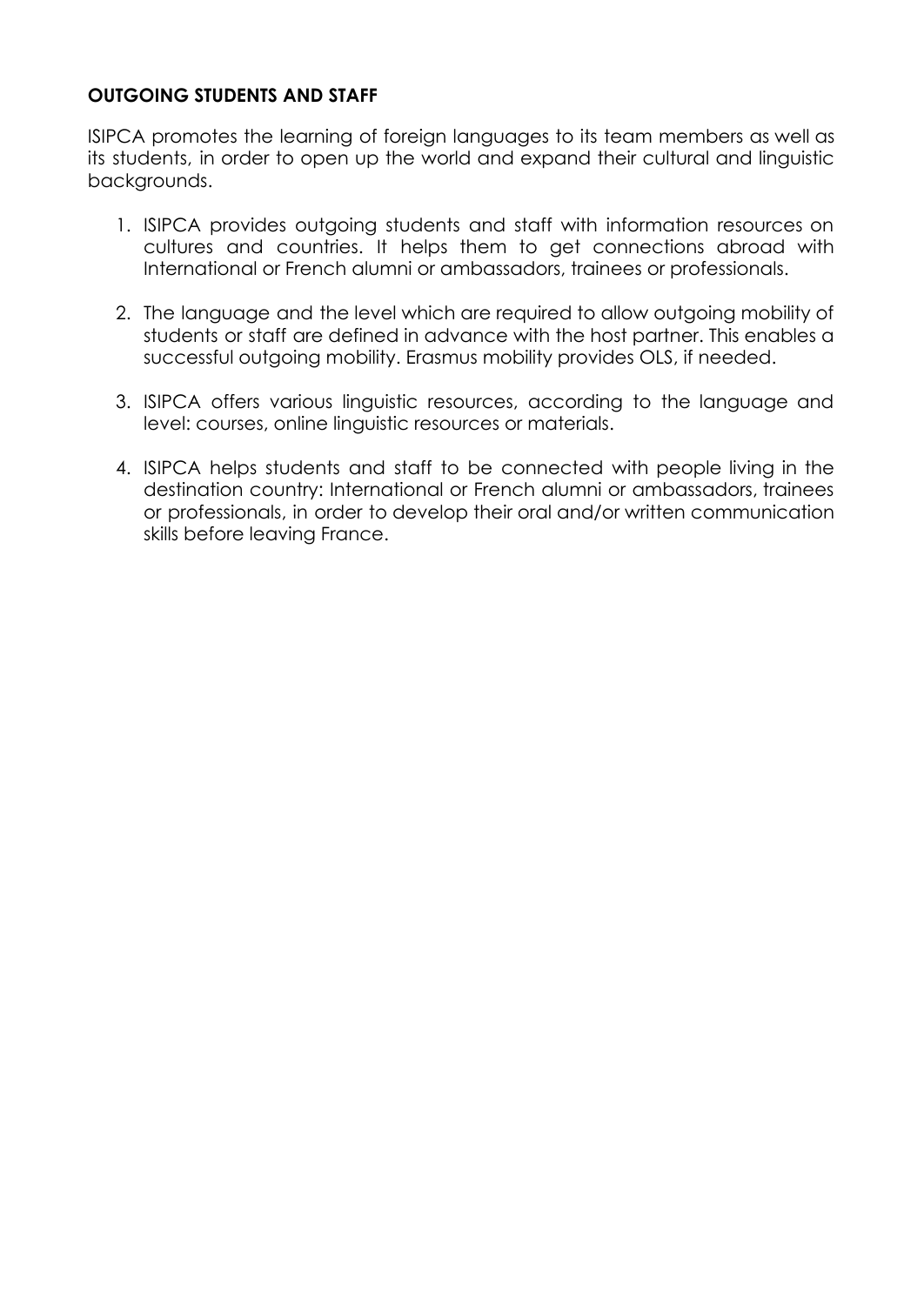**OUTGOING STUDENTS AND STAFF**

ISIPCA promotes the learning of foreign languages to its team members as well as its students, in order to open up the world and expand their cultural and linguistic backgrounds.

1. ISIPCA provides outgoing students and staff with information resources on cultures and countries. It helps them to get connections abroad with International or French alumni or ambassadors, trainees or professionals.

2. The language and the level which are required to allow outgoing mobility of students or staff are defined in advance with the host partner. This enables a successful outgoing mobility. Erasmus mobility provides OLS, if needed.

3. ISIPCA offers various linguistic resources, according to the language and level: courses, online linguistic resources or materials.

4. ISIPCA helps students and staff to be connected with people living in the destination country: International or French alumni or ambassadors, trainees or professionals, in order to develop their oral and/or written communication skills before leaving France.